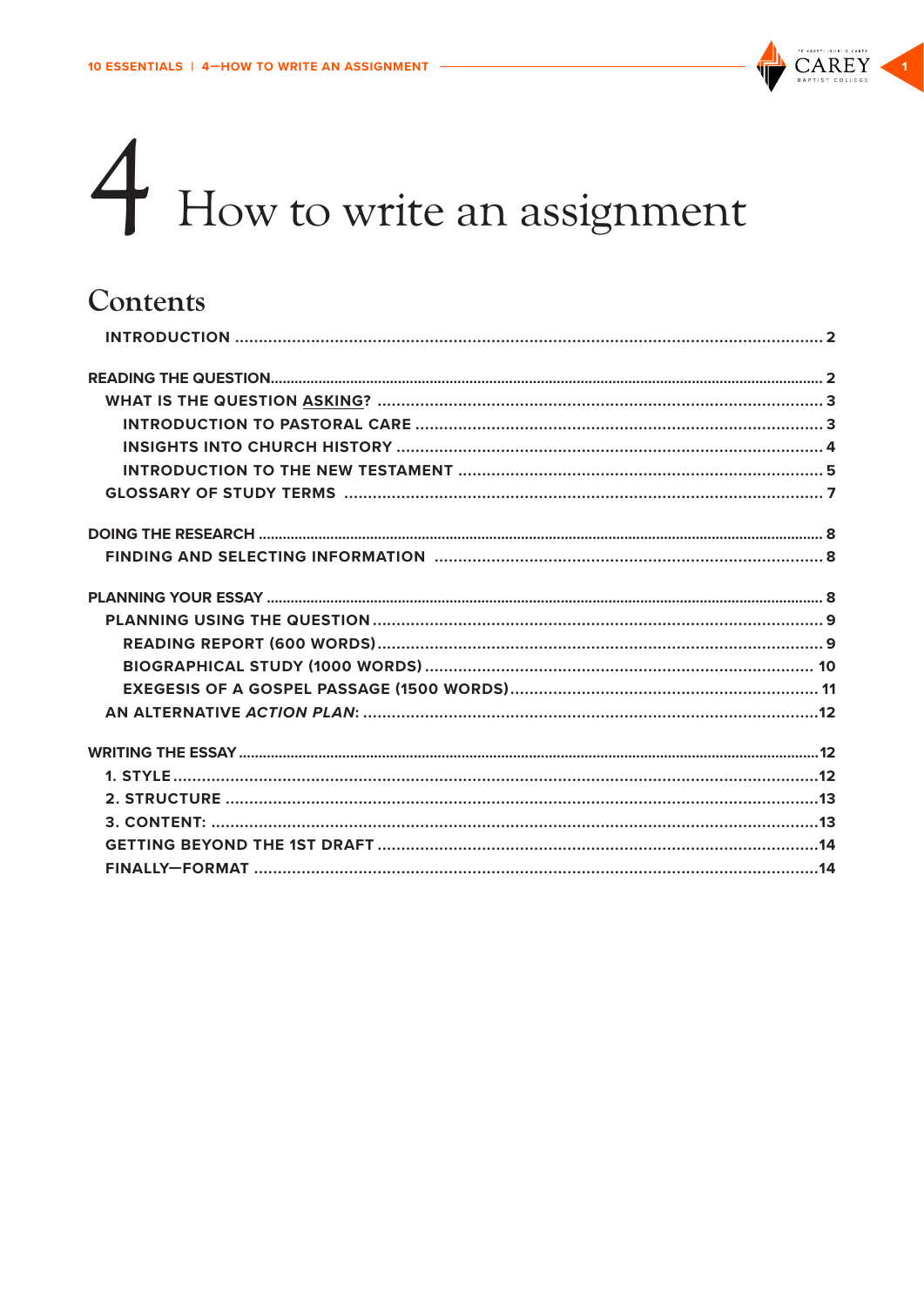# 4 How to write an assignment

## Contents

INTRODUCTION ........................................................................................................ 2

READING THE QUESTION........................................................................................ 2
- WHAT IS THE QUESTION ASKING? ............................................................... 3
  - INTRODUCTION TO PASTORAL CARE ....................................................... 3
  - INSIGHTS INTO CHURCH HISTORY ........................................................... 4
  - INTRODUCTION TO THE NEW TESTAMENT ................................................ 5
- GLOSSARY OF STUDY TERMS ......................................................................... 7

DOING THE RESEARCH ............................................................................................ 8
- FINDING AND SELECTING INFORMATION ........................................................ 8

PLANNING YOUR ESSAY .......................................................................................... 8
- PLANNING USING THE QUESTION .................................................................... 9
  - READING REPORT (600 WORDS) ................................................................ 9
  - BIOGRAPHICAL STUDY (1000 WORDS) ...................................................... 10
  - EXEGESIS OF A GOSPEL PASSAGE (1500 WORDS) .................................... 11
- AN ALTERNATIVE *ACTION PLAN*: ...................................................................... 12

WRITING THE ESSAY ............................................................................................. 12
- 1. STYLE ............................................................................................................ 12
- 2. STRUCTURE ................................................................................................... 13
- 3. CONTENT: ..................................................................................................... 13
- GETTING BEYOND THE 1ST DRAFT .................................................................. 14
- FINALLY—FORMAT ............................................................................................ 14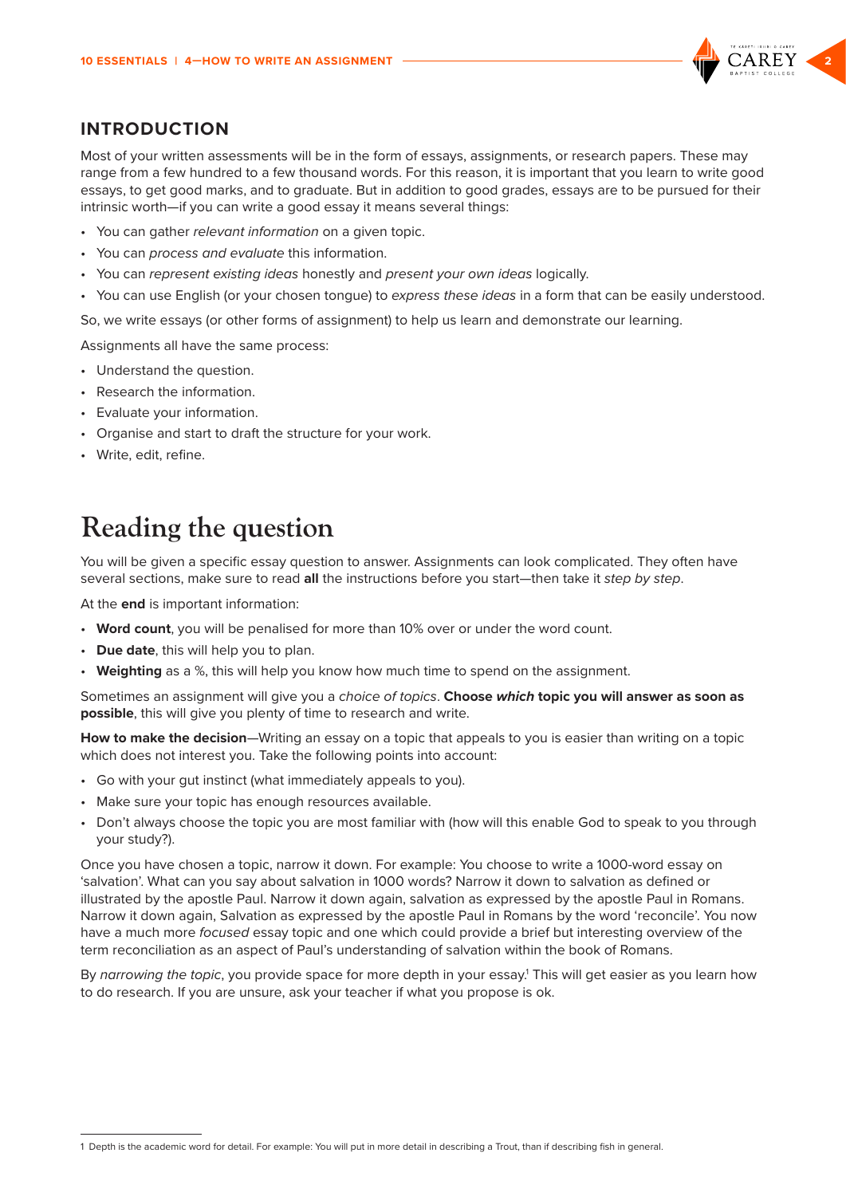## INTRODUCTION

Most of your written assessments will be in the form of essays, assignments, or research papers. These may range from a few hundred to a few thousand words. For this reason, it is important that you learn to write good essays, to get good marks, and to graduate. But in addition to good grades, essays are to be pursued for their intrinsic worth—if you can write a good essay it means several things:

- You can gather *relevant information* on a given topic.
- You can *process and evaluate* this information.
- You can *represent existing ideas* honestly and *present your own ideas* logically.
- You can use English (or your chosen tongue) to *express these ideas* in a form that can be easily understood.

So, we write essays (or other forms of assignment) to help us learn and demonstrate our learning.

Assignments all have the same process:

- Understand the question.
- Research the information.
- Evaluate your information.
- Organise and start to draft the structure for your work.
- Write, edit, refine.

# Reading the question

You will be given a specific essay question to answer. Assignments can look complicated. They often have several sections, make sure to read **all** the instructions before you start—then take it *step by step*.

At the **end** is important information:

- **Word count**, you will be penalised for more than 10% over or under the word count.
- **Due date**, this will help you to plan.
- **Weighting** as a %, this will help you know how much time to spend on the assignment.

Sometimes an assignment will give you a *choice of topics*. **Choose *which* topic you will answer as soon as possible**, this will give you plenty of time to research and write.

**How to make the decision**—Writing an essay on a topic that appeals to you is easier than writing on a topic which does not interest you. Take the following points into account:

- Go with your gut instinct (what immediately appeals to you).
- Make sure your topic has enough resources available.
- Don't always choose the topic you are most familiar with (how will this enable God to speak to you through your study?).

Once you have chosen a topic, narrow it down. For example: You choose to write a 1000-word essay on 'salvation'. What can you say about salvation in 1000 words? Narrow it down to salvation as defined or illustrated by the apostle Paul. Narrow it down again, salvation as expressed by the apostle Paul in Romans. Narrow it down again, Salvation as expressed by the apostle Paul in Romans by the word 'reconcile'. You now have a much more *focused* essay topic and one which could provide a brief but interesting overview of the term reconciliation as an aspect of Paul's understanding of salvation within the book of Romans.

By *narrowing the topic*, you provide space for more depth in your essay.[1] This will get easier as you learn how to do research. If you are unsure, ask your teacher if what you propose is ok.

---

1 Depth is the academic word for detail. For example: You will put in more detail in describing a Trout, than if describing fish in general.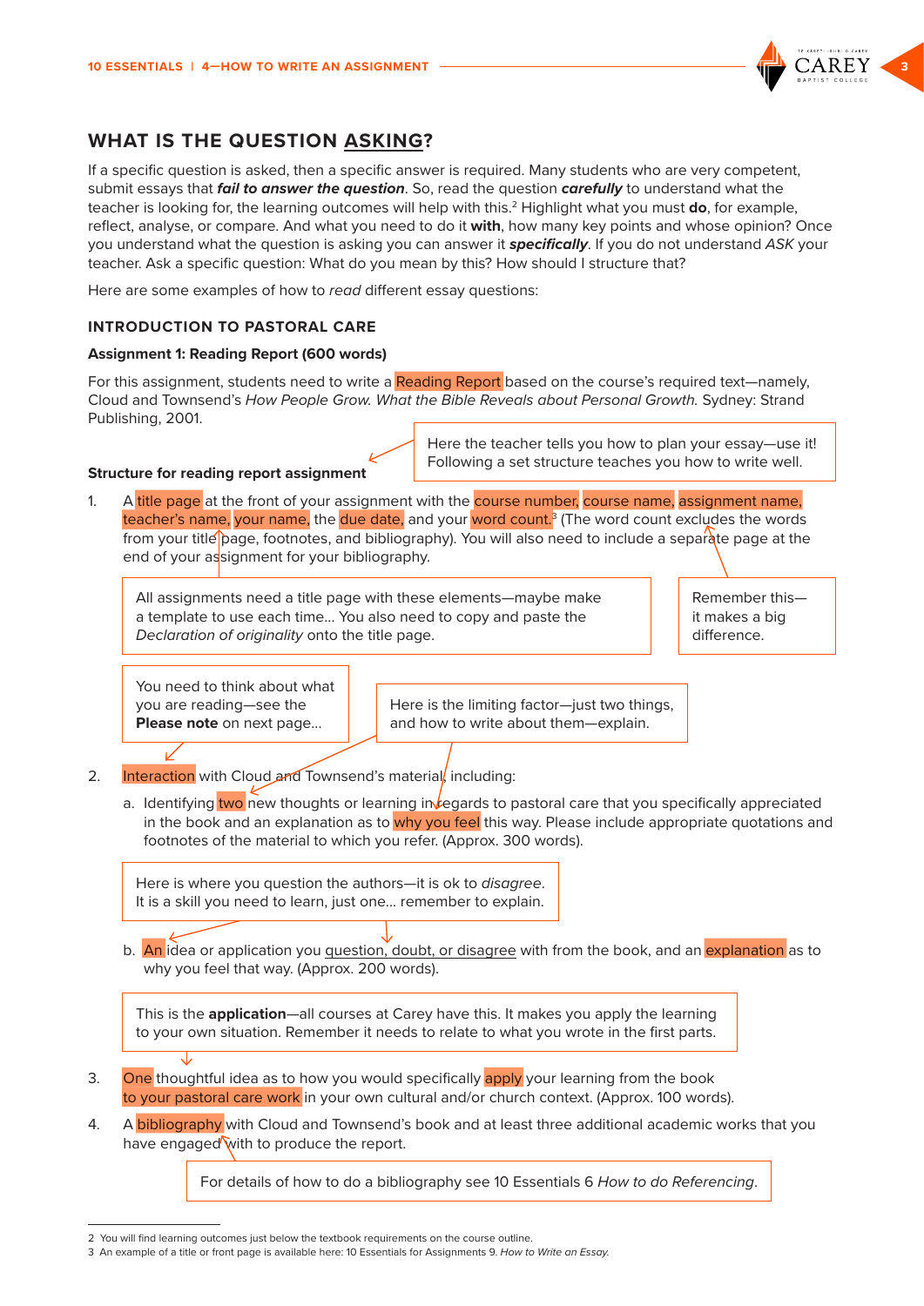## WHAT IS THE QUESTION ASKING?

If a specific question is asked, then a specific answer is required. Many students who are very competent, submit essays that ***fail to answer the question***. So, read the question ***carefully*** to understand what the teacher is looking for, the learning outcomes will help with this.[2] Highlight what you must **do**, for example, reflect, analyse, or compare. And what you need to do it **with**, how many key points and whose opinion? Once you understand what the question is asking you can answer it ***specifically***. If you do not understand *ASK* your teacher. Ask a specific question: What do you mean by this? How should I structure that?

Here are some examples of how to *read* different essay questions:

### INTRODUCTION TO PASTORAL CARE

**Assignment 1: Reading Report (600 words)**

For this assignment, students need to write a Reading Report based on the course's required text—namely, Cloud and Townsend's *How People Grow. What the Bible Reveals about Personal Growth.* Sydney: Strand Publishing, 2001.

> Here the teacher tells you how to plan your essay—use it! Following a set structure teaches you how to write well.

**Structure for reading report assignment**

1. A title page at the front of your assignment with the course number, course name, assignment name, teacher's name, your name, the due date, and your word count.[3] (The word count excludes the words from your title page, footnotes, and bibliography). You will also need to include a separate page at the end of your assignment for your bibliography.

> All assignments need a title page with these elements—maybe make a template to use each time… You also need to copy and paste the *Declaration of originality* onto the title page.

> Remember this—it makes a big difference.

> You need to think about what you are reading—see the **Please note** on next page…

> Here is the limiting factor—just two things, and how to write about them—explain.

2. Interaction with Cloud and Townsend's material, including:
   a. Identifying two new thoughts or learning in regards to pastoral care that you specifically appreciated in the book and an explanation as to why you feel this way. Please include appropriate quotations and footnotes of the material to which you refer. (Approx. 300 words).

> Here is where you question the authors—it is ok to *disagree*. It is a skill you need to learn, just one… remember to explain.

   b. An idea or application you question, doubt, or disagree with from the book, and an explanation as to why you feel that way. (Approx. 200 words).

> This is the **application**—all courses at Carey have this. It makes you apply the learning to your own situation. Remember it needs to relate to what you wrote in the first parts.

3. One thoughtful idea as to how you would specifically apply your learning from the book to your pastoral care work in your own cultural and/or church context. (Approx. 100 words).
4. A bibliography with Cloud and Townsend's book and at least three additional academic works that you have engaged with to produce the report.

> For details of how to do a bibliography see 10 Essentials 6 *How to do Referencing*.

---

2 You will find learning outcomes just below the textbook requirements on the course outline.

3 An example of a title or front page is available here: 10 Essentials for Assignments 9. *How to Write an Essay.*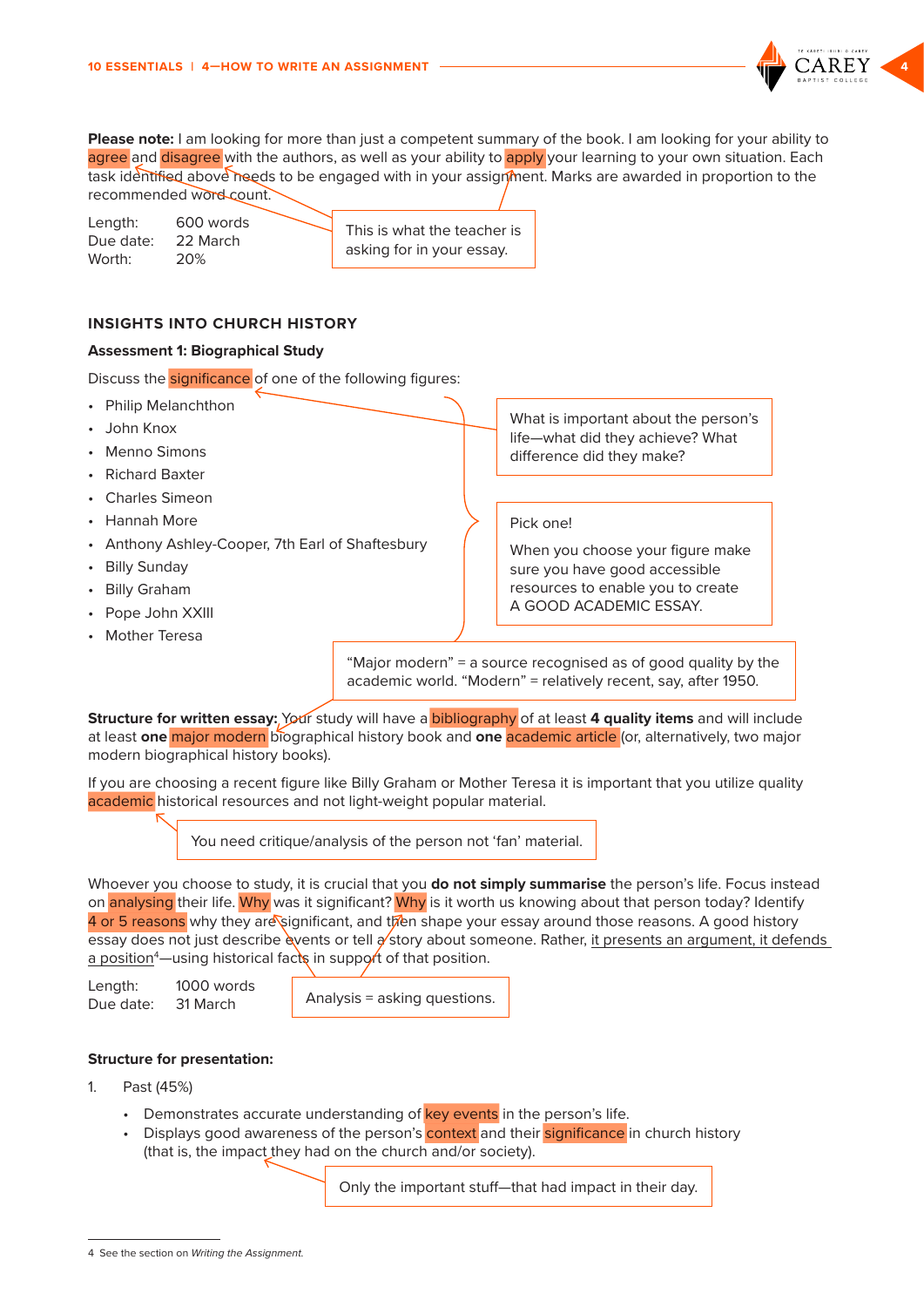**Please note:** I am looking for more than just a competent summary of the book. I am looking for your ability to agree and disagree with the authors, as well as your ability to apply your learning to your own situation. Each task identified above needs to be engaged with in your assignment. Marks are awarded in proportion to the recommended word count.

> This is what the teacher is asking for in your essay.

Length: 600 words
Due date: 22 March
Worth: 20%

### INSIGHTS INTO CHURCH HISTORY

**Assessment 1: Biographical Study**

Discuss the significance of one of the following figures:

> What is important about the person's life—what did they achieve? What difference did they make?

- Philip Melanchthon
- John Knox
- Menno Simons
- Richard Baxter
- Charles Simeon
- Hannah More
- Anthony Ashley-Cooper, 7th Earl of Shaftesbury
- Billy Sunday
- Billy Graham
- Pope John XXIII
- Mother Teresa

> Pick one!
>
> When you choose your figure make sure you have good accessible resources to enable you to create A GOOD ACADEMIC ESSAY.

> "Major modern" = a source recognised as of good quality by the academic world. "Modern" = relatively recent, say, after 1950.

**Structure for written essay:** Your study will have a bibliography of at least **4 quality items** and will include at least **one** major modern biographical history book and **one** academic article (or, alternatively, two major modern biographical history books).

If you are choosing a recent figure like Billy Graham or Mother Teresa it is important that you utilize quality academic historical resources and not light-weight popular material.

> You need critique/analysis of the person not 'fan' material.

Whoever you choose to study, it is crucial that you **do not simply summarise** the person's life. Focus instead on analysing their life. Why was it significant? Why is it worth us knowing about that person today? Identify 4 or 5 reasons why they are significant, and then shape your essay around those reasons. A good history essay does not just describe events or tell a story about someone. Rather, it presents an argument, it defends a position[4]—using historical facts in support of that position.

> Analysis = asking questions.

Length: 1000 words
Due date: 31 March

**Structure for presentation:**

1. Past (45%)
   - Demonstrates accurate understanding of key events in the person's life.
   - Displays good awareness of the person's context and their significance in church history (that is, the impact they had on the church and/or society).

> Only the important stuff—that had impact in their day.

4 See the section on *Writing the Assignment*.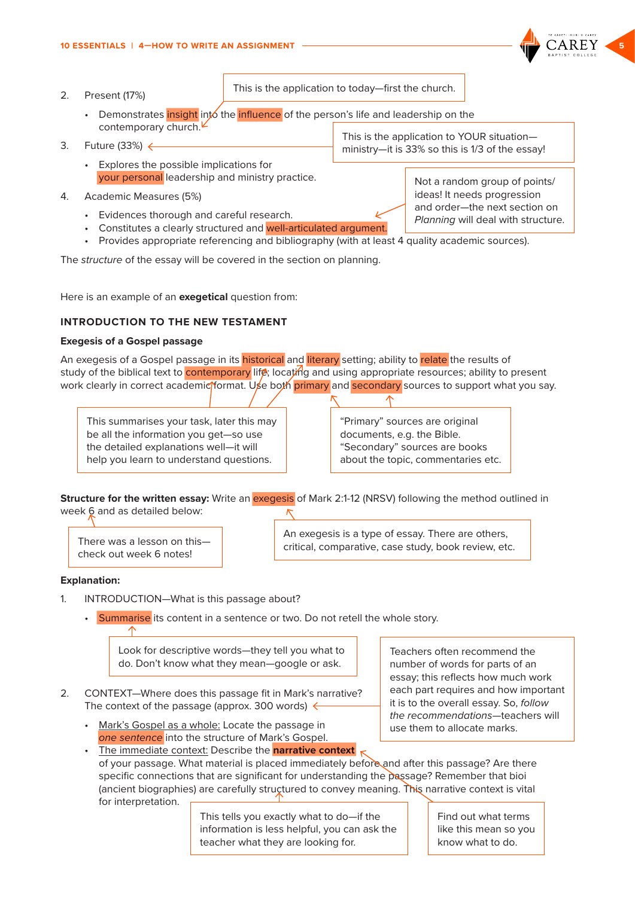2. Present (17%)

    - Demonstrates insight into the influence of the person's life and leadership on the contemporary church.

> This is the application to today—first the church.

3. Future (33%)

    - Explores the possible implications for your personal leadership and ministry practice.

> This is the application to YOUR situation—ministry—it is 33% so this is 1/3 of the essay!

4. Academic Measures (5%)

    - Evidences thorough and careful research.
    - Constitutes a clearly structured and well-articulated argument.
    - Provides appropriate referencing and bibliography (with at least 4 quality academic sources).

> Not a random group of points/ideas! It needs progression and order—the next section on *Planning* will deal with structure.

The *structure* of the essay will be covered in the section on planning.

Here is an example of an **exegetical** question from:

## INTRODUCTION TO THE NEW TESTAMENT

### Exegesis of a Gospel passage

An exegesis of a Gospel passage in its historical and literary setting; ability to relate the results of study of the biblical text to contemporary life; locating and using appropriate resources; ability to present work clearly in correct academic format. Use both primary and secondary sources to support what you say.

> This summarises your task, later this may be all the information you get—so use the detailed explanations well—it will help you learn to understand questions.

> "Primary" sources are original documents, e.g. the Bible. "Secondary" sources are books about the topic, commentaries etc.

**Structure for the written essay:** Write an exegesis of Mark 2:1-12 (NRSV) following the method outlined in week 6 and as detailed below:

> There was a lesson on this—check out week 6 notes!

> An exegesis is a type of essay. There are others, critical, comparative, case study, book review, etc.

**Explanation:**

1. INTRODUCTION—What is this passage about?

    - Summarise its content in a sentence or two. Do not retell the whole story.

> Look for descriptive words—they tell you what to do. Don't know what they mean—google or ask.

2. CONTEXT—Where does this passage fit in Mark's narrative? The context of the passage (approx. 300 words)

    - Mark's Gospel as a whole: Locate the passage in *one sentence* into the structure of Mark's Gospel.
    - The immediate context: Describe the **narrative context** of your passage. What material is placed immediately before and after this passage? Are there specific connections that are significant for understanding the passage? Remember that bioi (ancient biographies) are carefully structured to convey meaning. This narrative context is vital for interpretation.

> Teachers often recommend the number of words for parts of an essay; this reflects how much work each part requires and how important it is to the overall essay. So, *follow the recommendations*—teachers will use them to allocate marks.

> This tells you exactly what to do—if the information is less helpful, you can ask the teacher what they are looking for.

> Find out what terms like this mean so you know what to do.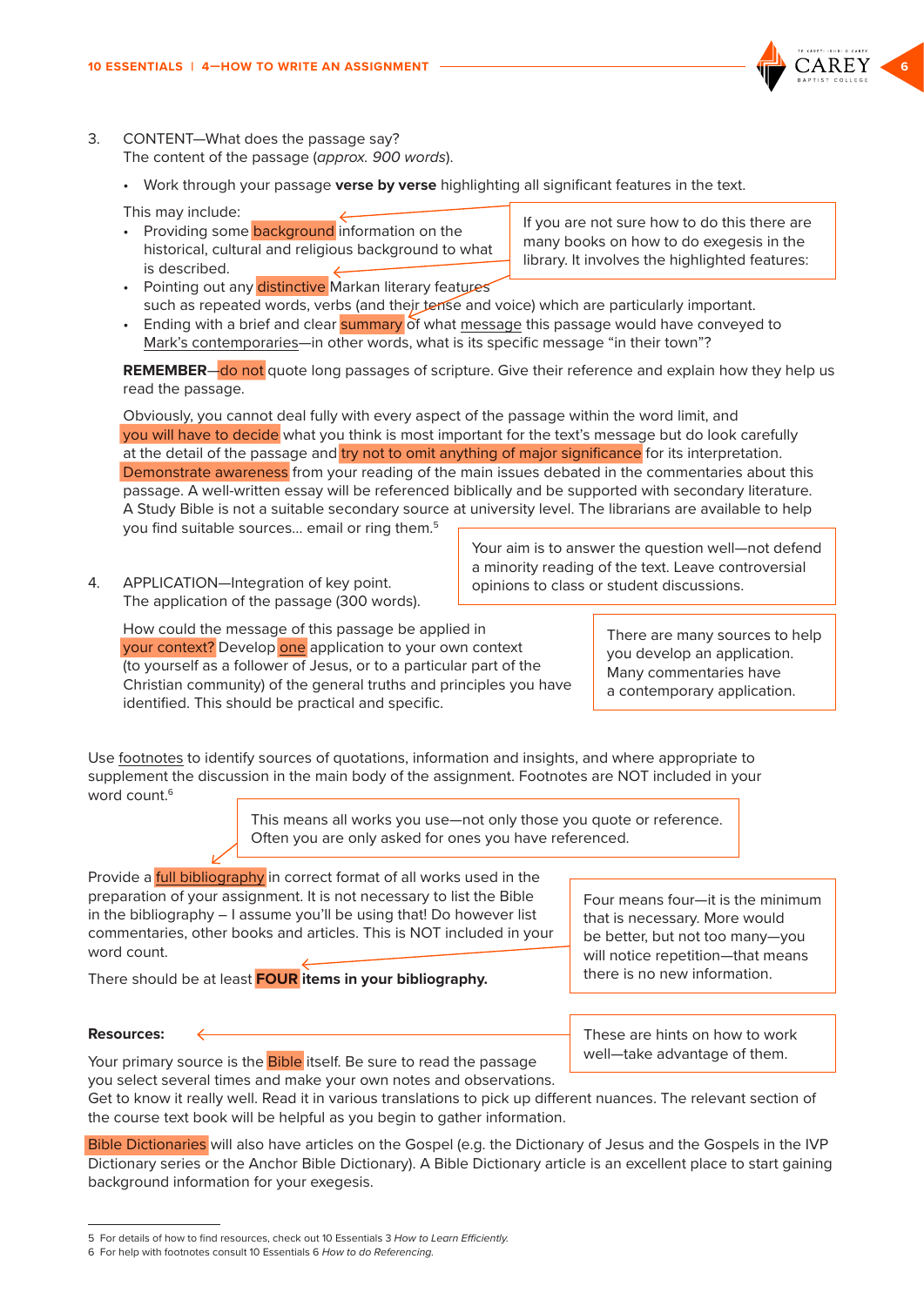3. CONTENT—What does the passage say?
   The content of the passage (*approx. 900 words*).

   - Work through your passage **verse by verse** highlighting all significant features in the text.

   This may include:

   - Providing some background information on the historical, cultural and religious background to what is described.
   - Pointing out any distinctive Markan literary features such as repeated words, verbs (and their tense and voice) which are particularly important.
   - Ending with a brief and clear summary of what message this passage would have conveyed to Mark's contemporaries—in other words, what is its specific message "in their town"?

   > If you are not sure how to do this there are many books on how to do exegesis in the library. It involves the highlighted features:

   **REMEMBER**—do not quote long passages of scripture. Give their reference and explain how they help us read the passage.

   Obviously, you cannot deal fully with every aspect of the passage within the word limit, and you will have to decide what you think is most important for the text's message but do look carefully at the detail of the passage and try not to omit anything of major significance for its interpretation. Demonstrate awareness from your reading of the main issues debated in the commentaries about this passage. A well-written essay will be referenced biblically and be supported with secondary literature. A Study Bible is not a suitable secondary source at university level. The librarians are available to help you find suitable sources… email or ring them.[5]

   > Your aim is to answer the question well—not defend a minority reading of the text. Leave controversial opinions to class or student discussions.

4. APPLICATION—Integration of key point.
   The application of the passage (300 words).

   How could the message of this passage be applied in your context? Develop one application to your own context (to yourself as a follower of Jesus, or to a particular part of the Christian community) of the general truths and principles you have identified. This should be practical and specific.

   > There are many sources to help you develop an application. Many commentaries have a contemporary application.

Use footnotes to identify sources of quotations, information and insights, and where appropriate to supplement the discussion in the main body of the assignment. Footnotes are NOT included in your word count.[6]

> This means all works you use—not only those you quote or reference. Often you are only asked for ones you have referenced.

Provide a full bibliography in correct format of all works used in the preparation of your assignment. It is not necessary to list the Bible in the bibliography – I assume you'll be using that! Do however list commentaries, other books and articles. This is NOT included in your word count.

There should be at least **FOUR items in your bibliography.**

> Four means four—it is the minimum that is necessary. More would be better, but not too many—you will notice repetition—that means there is no new information.

**Resources:**

> These are hints on how to work well—take advantage of them.

Your primary source is the Bible itself. Be sure to read the passage you select several times and make your own notes and observations. Get to know it really well. Read it in various translations to pick up different nuances. The relevant section of the course text book will be helpful as you begin to gather information.

Bible Dictionaries will also have articles on the Gospel (e.g. the Dictionary of Jesus and the Gospels in the IVP Dictionary series or the Anchor Bible Dictionary). A Bible Dictionary article is an excellent place to start gaining background information for your exegesis.

---

5 For details of how to find resources, check out 10 Essentials 3 *How to Learn Efficiently.*

6 For help with footnotes consult 10 Essentials 6 *How to do Referencing.*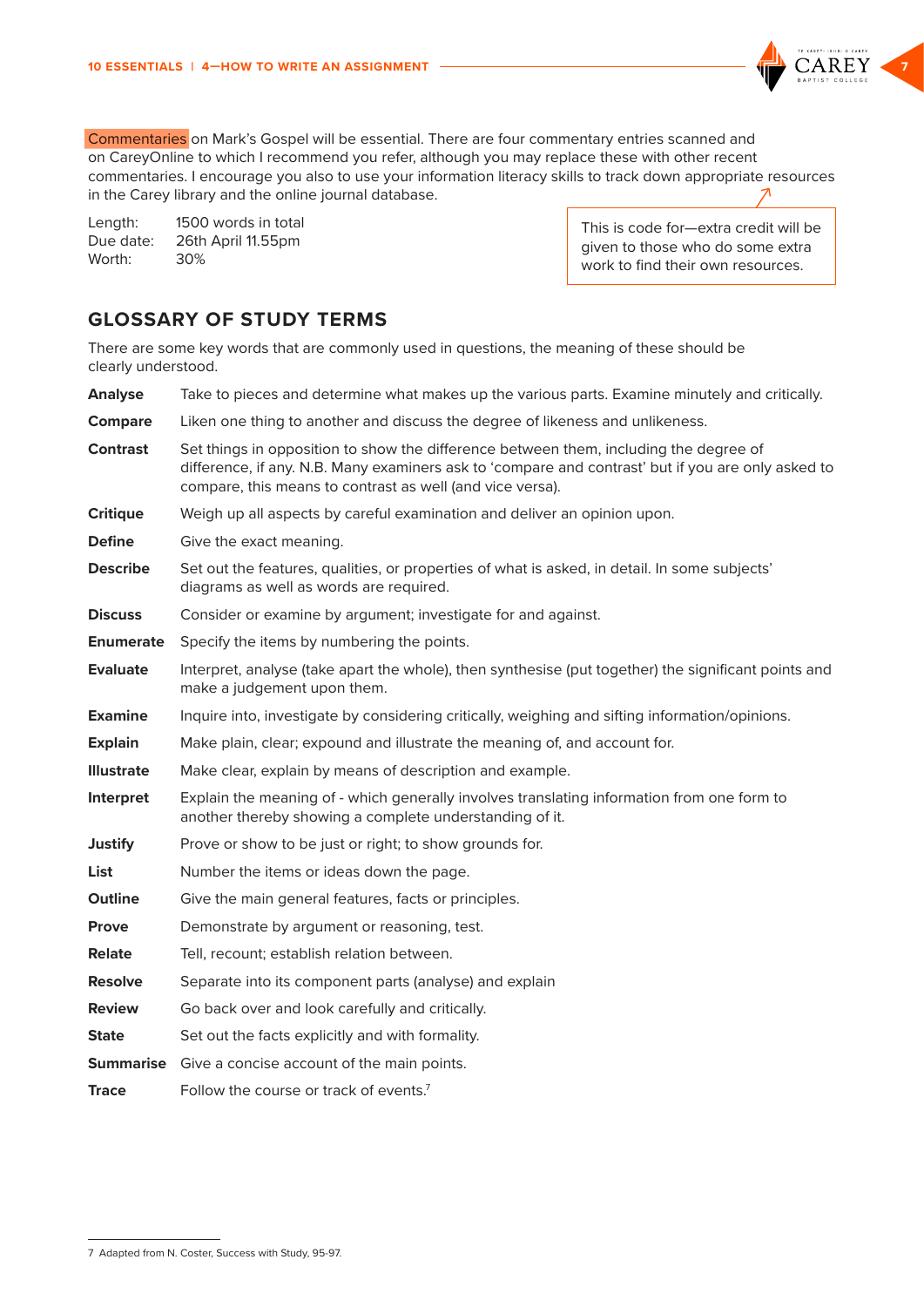Commentaries on Mark's Gospel will be essential. There are four commentary entries scanned and on CareyOnline to which I recommend you refer, although you may replace these with other recent commentaries. I encourage you also to use your information literacy skills to track down appropriate resources in the Carey library and the online journal database.

Length: 1500 words in total
Due date: 26th April 11.55pm
Worth: 30%

> This is code for—extra credit will be given to those who do some extra work to find their own resources.

## GLOSSARY OF STUDY TERMS

There are some key words that are commonly used in questions, the meaning of these should be clearly understood.

**Analyse** Take to pieces and determine what makes up the various parts. Examine minutely and critically.

**Compare** Liken one thing to another and discuss the degree of likeness and unlikeness.

**Contrast** Set things in opposition to show the difference between them, including the degree of difference, if any. N.B. Many examiners ask to 'compare and contrast' but if you are only asked to compare, this means to contrast as well (and vice versa).

**Critique** Weigh up all aspects by careful examination and deliver an opinion upon.

**Define** Give the exact meaning.

**Describe** Set out the features, qualities, or properties of what is asked, in detail. In some subjects' diagrams as well as words are required.

**Discuss** Consider or examine by argument; investigate for and against.

**Enumerate** Specify the items by numbering the points.

**Evaluate** Interpret, analyse (take apart the whole), then synthesise (put together) the significant points and make a judgement upon them.

**Examine** Inquire into, investigate by considering critically, weighing and sifting information/opinions.

**Explain** Make plain, clear; expound and illustrate the meaning of, and account for.

**Illustrate** Make clear, explain by means of description and example.

**Interpret** Explain the meaning of - which generally involves translating information from one form to another thereby showing a complete understanding of it.

**Justify** Prove or show to be just or right; to show grounds for.

**List** Number the items or ideas down the page.

**Outline** Give the main general features, facts or principles.

**Prove** Demonstrate by argument or reasoning, test.

**Relate** Tell, recount; establish relation between.

**Resolve** Separate into its component parts (analyse) and explain

**Review** Go back over and look carefully and critically.

**State** Set out the facts explicitly and with formality.

**Summarise** Give a concise account of the main points.

**Trace** Follow the course or track of events.[7]

---

7 Adapted from N. Coster, Success with Study, 95-97.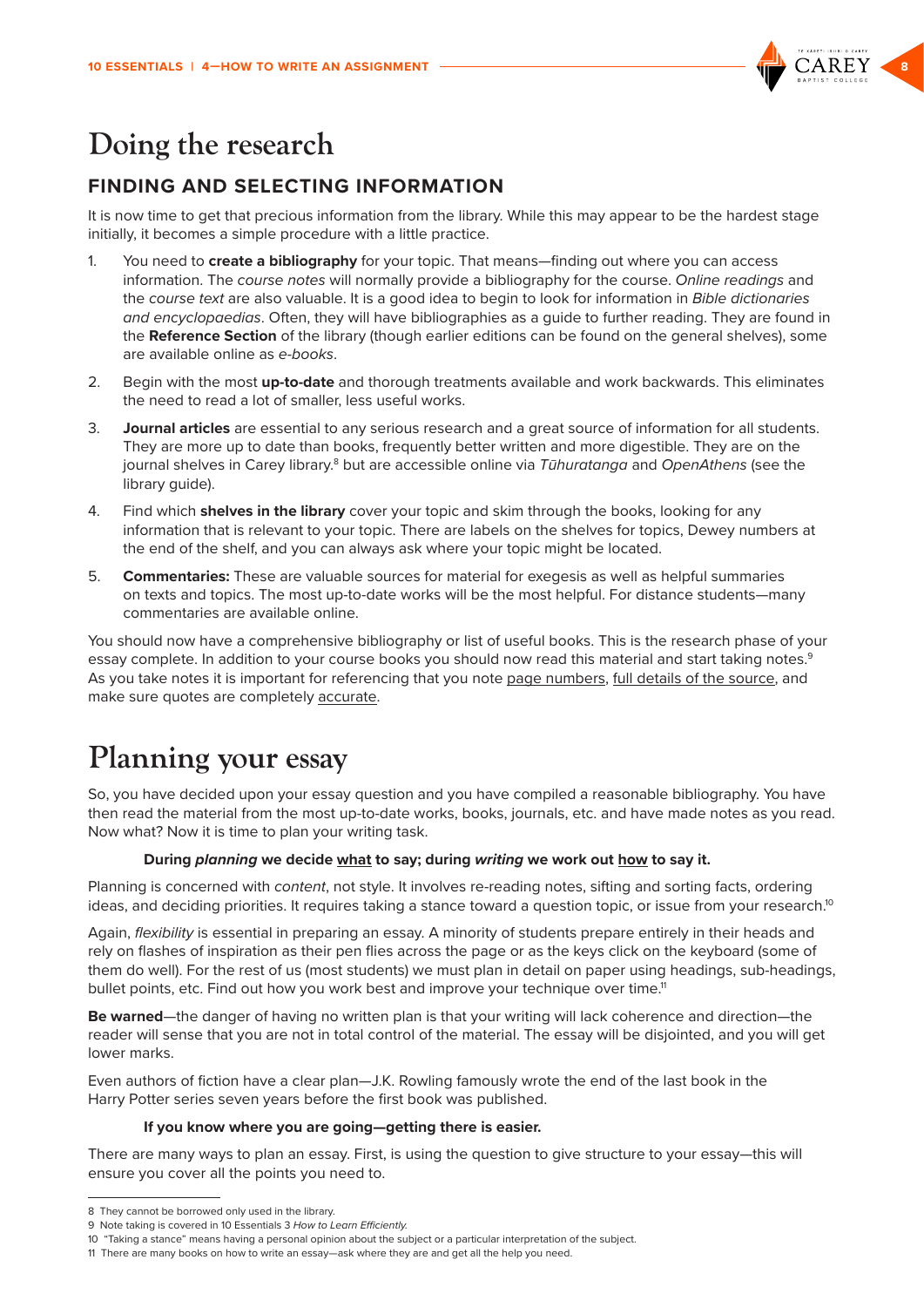# Doing the research

## FINDING AND SELECTING INFORMATION

It is now time to get that precious information from the library. While this may appear to be the hardest stage initially, it becomes a simple procedure with a little practice.

1. You need to **create a bibliography** for your topic. That means—finding out where you can access information. The *course notes* will normally provide a bibliography for the course. *Online readings* and the *course text* are also valuable. It is a good idea to begin to look for information in *Bible dictionaries and encyclopaedias*. Often, they will have bibliographies as a guide to further reading. They are found in the **Reference Section** of the library (though earlier editions can be found on the general shelves), some are available online as *e-books*.

2. Begin with the most **up-to-date** and thorough treatments available and work backwards. This eliminates the need to read a lot of smaller, less useful works.

3. **Journal articles** are essential to any serious research and a great source of information for all students. They are more up to date than books, frequently better written and more digestible. They are on the journal shelves in Carey library.[8] but are accessible online via *Tūhuratanga* and *OpenAthens* (see the library guide).

4. Find which **shelves in the library** cover your topic and skim through the books, looking for any information that is relevant to your topic. There are labels on the shelves for topics, Dewey numbers at the end of the shelf, and you can always ask where your topic might be located.

5. **Commentaries:** These are valuable sources for material for exegesis as well as helpful summaries on texts and topics. The most up-to-date works will be the most helpful. For distance students—many commentaries are available online.

You should now have a comprehensive bibliography or list of useful books. This is the research phase of your essay complete. In addition to your course books you should now read this material and start taking notes.[9] As you take notes it is important for referencing that you note <u>page numbers</u>, <u>full details of the source</u>, and make sure quotes are completely <u>accurate</u>.

# Planning your essay

So, you have decided upon your essay question and you have compiled a reasonable bibliography. You have then read the material from the most up-to-date works, books, journals, etc. and have made notes as you read. Now what? Now it is time to plan your writing task.

> **During *planning* we decide <u>what</u> to say; during *writing* we work out <u>how</u> to say it.**

Planning is concerned with *content*, not style. It involves re-reading notes, sifting and sorting facts, ordering ideas, and deciding priorities. It requires taking a stance toward a question topic, or issue from your research.[10]

Again, *flexibility* is essential in preparing an essay. A minority of students prepare entirely in their heads and rely on flashes of inspiration as their pen flies across the page or as the keys click on the keyboard (some of them do well). For the rest of us (most students) we must plan in detail on paper using headings, sub-headings, bullet points, etc. Find out how you work best and improve your technique over time.[11]

**Be warned**—the danger of having no written plan is that your writing will lack coherence and direction—the reader will sense that you are not in total control of the material. The essay will be disjointed, and you will get lower marks.

Even authors of fiction have a clear plan—J.K. Rowling famously wrote the end of the last book in the Harry Potter series seven years before the first book was published.

> **If you know where you are going—getting there is easier.**

There are many ways to plan an essay. First, is using the question to give structure to your essay—this will ensure you cover all the points you need to.

---

8 They cannot be borrowed only used in the library.

9 Note taking is covered in 10 Essentials 3 *How to Learn Efficiently.*

10 "Taking a stance" means having a personal opinion about the subject or a particular interpretation of the subject.

11 There are many books on how to write an essay—ask where they are and get all the help you need.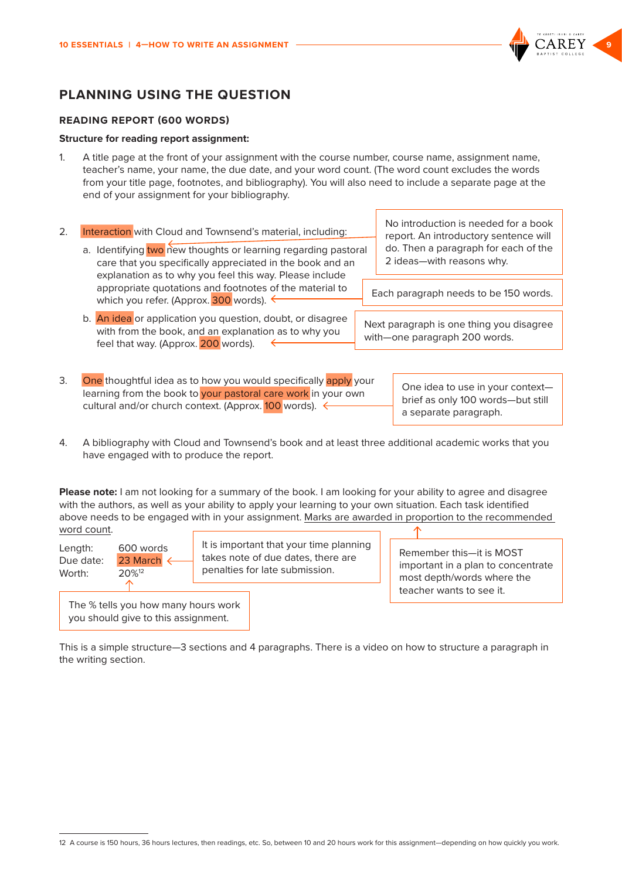## PLANNING USING THE QUESTION

### READING REPORT (600 WORDS)

**Structure for reading report assignment:**

1. A title page at the front of your assignment with the course number, course name, assignment name, teacher's name, your name, the due date, and your word count. (The word count excludes the words from your title page, footnotes, and bibliography). You will also need to include a separate page at the end of your assignment for your bibliography.

2. Interaction with Cloud and Townsend's material, including:
   a. Identifying two new thoughts or learning regarding pastoral care that you specifically appreciated in the book and an explanation as to why you feel this way. Please include appropriate quotations and footnotes of the material to which you refer. (Approx. 300 words).
   b. An idea or application you question, doubt, or disagree with from the book, and an explanation as to why you feel that way. (Approx. 200 words).

> No introduction is needed for a book report. An introductory sentence will do. Then a paragraph for each of the 2 ideas—with reasons why.

> Each paragraph needs to be 150 words.

> Next paragraph is one thing you disagree with—one paragraph 200 words.

3. One thoughtful idea as to how you would specifically apply your learning from the book to your pastoral care work in your own cultural and/or church context. (Approx. 100 words).

> One idea to use in your context—brief as only 100 words—but still a separate paragraph.

4. A bibliography with Cloud and Townsend's book and at least three additional academic works that you have engaged with to produce the report.

**Please note:** I am not looking for a summary of the book. I am looking for your ability to agree and disagree with the authors, as well as your ability to apply your learning to your own situation. Each task identified above needs to be engaged with in your assignment. Marks are awarded in proportion to the recommended word count.

> Remember this—it is MOST important in a plan to concentrate most depth/words where the teacher wants to see it.

Length: 600 words
Due date: 23 March
Worth: 20%[12]

> It is important that your time planning takes note of due dates, there are penalties for late submission.

> The % tells you how many hours work you should give to this assignment.

This is a simple structure—3 sections and 4 paragraphs. There is a video on how to structure a paragraph in the writing section.

12 A course is 150 hours, 36 hours lectures, then readings, etc. So, between 10 and 20 hours work for this assignment—depending on how quickly you work.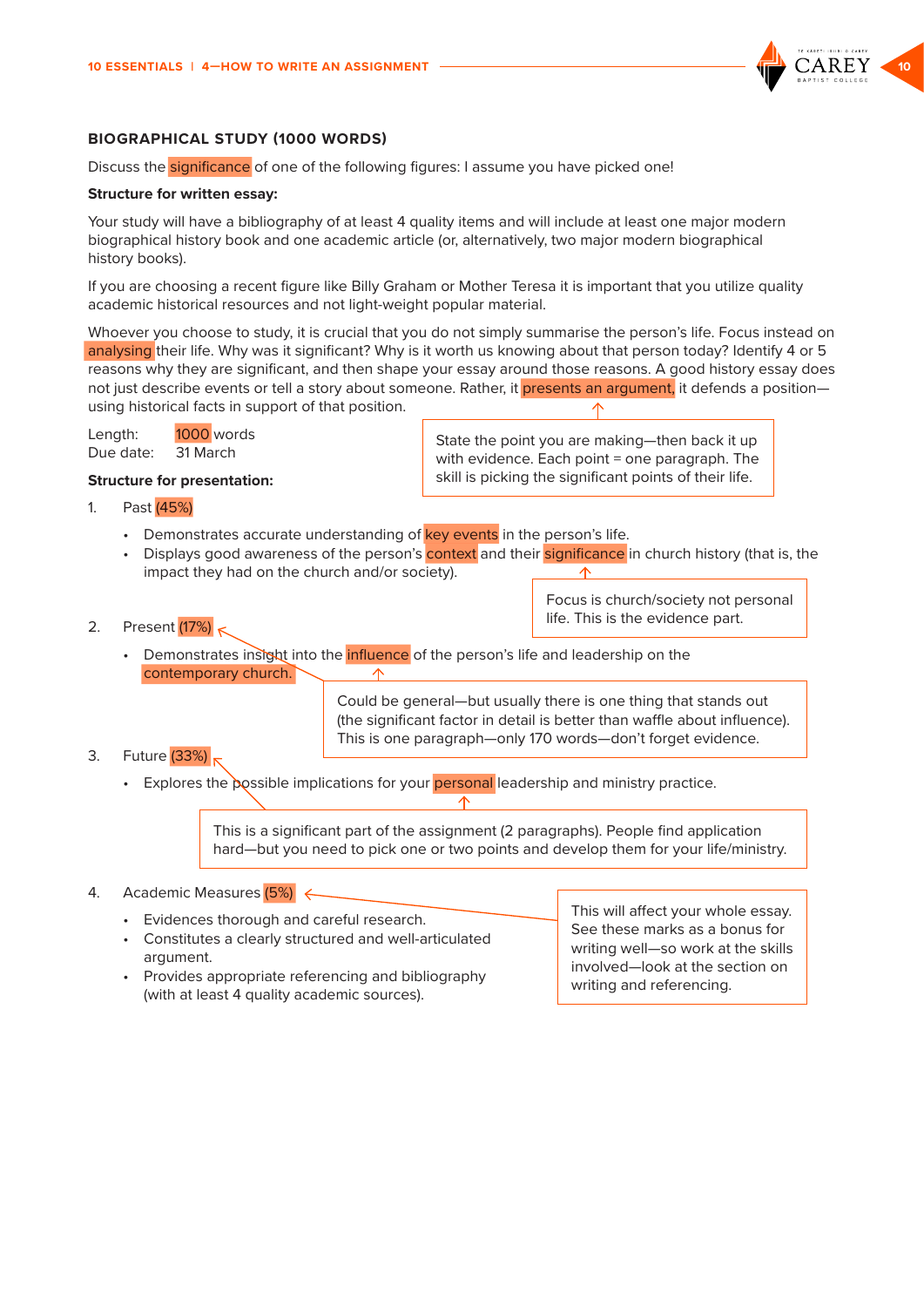### BIOGRAPHICAL STUDY (1000 WORDS)

Discuss the significance of one of the following figures: I assume you have picked one!

**Structure for written essay:**

Your study will have a bibliography of at least 4 quality items and will include at least one major modern biographical history book and one academic article (or, alternatively, two major modern biographical history books).

If you are choosing a recent figure like Billy Graham or Mother Teresa it is important that you utilize quality academic historical resources and not light-weight popular material.

Whoever you choose to study, it is crucial that you do not simply summarise the person's life. Focus instead on analysing their life. Why was it significant? Why is it worth us knowing about that person today? Identify 4 or 5 reasons why they are significant, and then shape your essay around those reasons. A good history essay does not just describe events or tell a story about someone. Rather, it presents an argument, it defends a position—using historical facts in support of that position.

> State the point you are making—then back it up with evidence. Each point = one paragraph. The skill is picking the significant points of their life.

Length: 1000 words
Due date: 31 March

**Structure for presentation:**

1. Past (45%)
   - Demonstrates accurate understanding of key events in the person's life.
   - Displays good awareness of the person's context and their significance in church history (that is, the impact they had on the church and/or society).

> Focus is church/society not personal life. This is the evidence part.

2. Present (17%)
   - Demonstrates insight into the influence of the person's life and leadership on the contemporary church.

> Could be general—but usually there is one thing that stands out (the significant factor in detail is better than waffle about influence). This is one paragraph—only 170 words—don't forget evidence.

3. Future (33%)
   - Explores the possible implications for your personal leadership and ministry practice.

> This is a significant part of the assignment (2 paragraphs). People find application hard—but you need to pick one or two points and develop them for your life/ministry.

4. Academic Measures (5%)
   - Evidences thorough and careful research.
   - Constitutes a clearly structured and well-articulated argument.
   - Provides appropriate referencing and bibliography (with at least 4 quality academic sources).

> This will affect your whole essay. See these marks as a bonus for writing well—so work at the skills involved—look at the section on writing and referencing.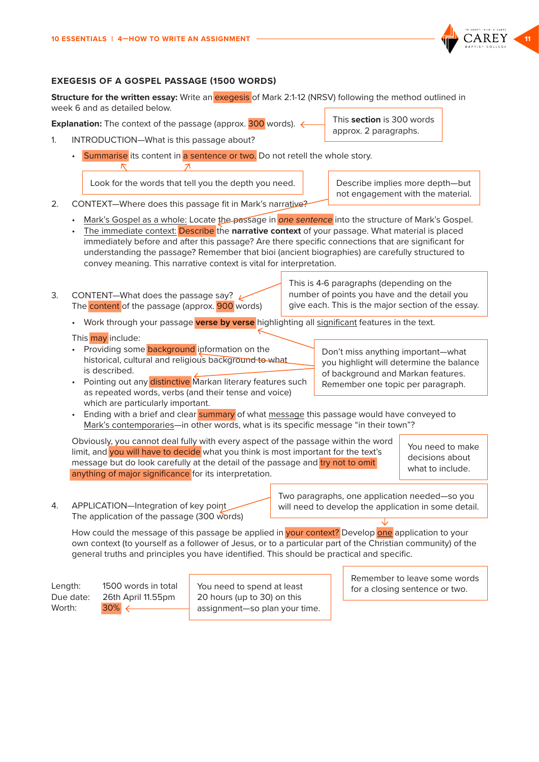## EXEGESIS OF A GOSPEL PASSAGE (1500 WORDS)

**Structure for the written essay:** Write an exegesis of Mark 2:1-12 (NRSV) following the method outlined in week 6 and as detailed below.

**Explanation:** The context of the passage (approx. 300 words).

> This **section** is 300 words approx. 2 paragraphs.

1. INTRODUCTION—What is this passage about?

   - Summarise its content in a sentence or two. Do not retell the whole story.

> Look for the words that tell you the depth you need.

> Describe implies more depth—but not engagement with the material.

2. CONTEXT—Where does this passage fit in Mark's narrative?

   - Mark's Gospel as a whole: Locate the passage in *one sentence* into the structure of Mark's Gospel.
   - The immediate context: Describe the **narrative context** of your passage. What material is placed immediately before and after this passage? Are there specific connections that are significant for understanding the passage? Remember that bioi (ancient biographies) are carefully structured to convey meaning. This narrative context is vital for interpretation.

3. CONTENT—What does the passage say?
   The content of the passage (approx. 900 words)

> This is 4-6 paragraphs (depending on the number of points you have and the detail you give each. This is the major section of the essay.

- Work through your passage **verse by verse** highlighting all significant features in the text.

This may include:

- Providing some background information on the historical, cultural and religious background to what is described.
- Pointing out any distinctive Markan literary features such as repeated words, verbs (and their tense and voice) which are particularly important.
- Ending with a brief and clear summary of what message this passage would have conveyed to Mark's contemporaries—in other words, what is its specific message "in their town"?

> Don't miss anything important—what you highlight will determine the balance of background and Markan features. Remember one topic per paragraph.

Obviously, you cannot deal fully with every aspect of the passage within the word limit, and you will have to decide what you think is most important for the text's message but do look carefully at the detail of the passage and try not to omit anything of major significance for its interpretation.

> You need to make decisions about what to include.

4. APPLICATION—Integration of key point
   The application of the passage (300 words)

> Two paragraphs, one application needed—so you will need to develop the application in some detail.

How could the message of this passage be applied in your context? Develop one application to your own context (to yourself as a follower of Jesus, or to a particular part of the Christian community) of the general truths and principles you have identified. This should be practical and specific.

> Remember to leave some words for a closing sentence or two.

Length: 1500 words in total
Due date: 26th April 11.55pm
Worth: 30%

> You need to spend at least 20 hours (up to 30) on this assignment—so plan your time.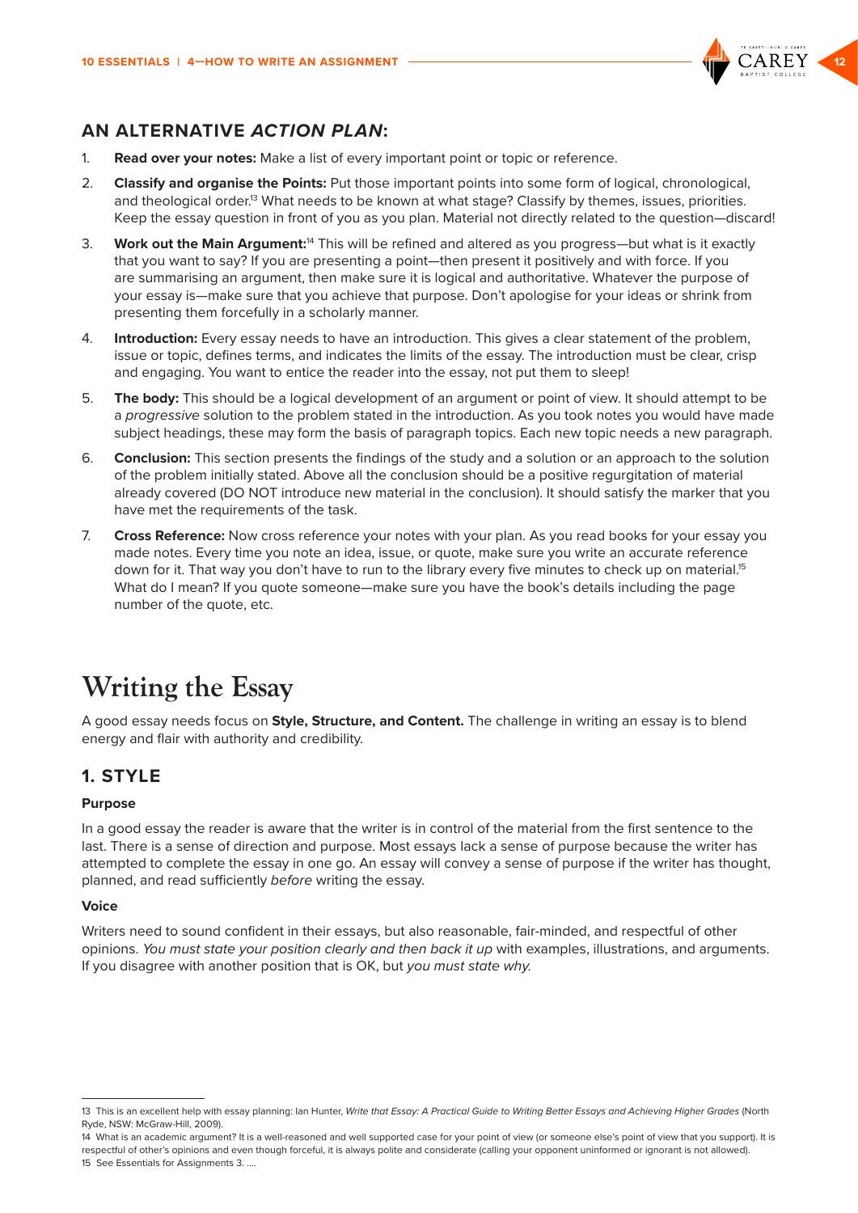## AN ALTERNATIVE *ACTION PLAN*:

1. **Read over your notes:** Make a list of every important point or topic or reference.
2. **Classify and organise the Points:** Put those important points into some form of logical, chronological, and theological order.[13] What needs to be known at what stage? Classify by themes, issues, priorities. Keep the essay question in front of you as you plan. Material not directly related to the question—discard!
3. **Work out the Main Argument:**[14] This will be refined and altered as you progress—but what is it exactly that you want to say? If you are presenting a point—then present it positively and with force. If you are summarising an argument, then make sure it is logical and authoritative. Whatever the purpose of your essay is—make sure that you achieve that purpose. Don't apologise for your ideas or shrink from presenting them forcefully in a scholarly manner.
4. **Introduction:** Every essay needs to have an introduction. This gives a clear statement of the problem, issue or topic, defines terms, and indicates the limits of the essay. The introduction must be clear, crisp and engaging. You want to entice the reader into the essay, not put them to sleep!
5. **The body:** This should be a logical development of an argument or point of view. It should attempt to be a *progressive* solution to the problem stated in the introduction. As you took notes you would have made subject headings, these may form the basis of paragraph topics. Each new topic needs a new paragraph.
6. **Conclusion:** This section presents the findings of the study and a solution or an approach to the solution of the problem initially stated. Above all the conclusion should be a positive regurgitation of material already covered (DO NOT introduce new material in the conclusion). It should satisfy the marker that you have met the requirements of the task.
7. **Cross Reference:** Now cross reference your notes with your plan. As you read books for your essay you made notes. Every time you note an idea, issue, or quote, make sure you write an accurate reference down for it. That way you don't have to run to the library every five minutes to check up on material.[15] What do I mean? If you quote someone—make sure you have the book's details including the page number of the quote, etc.

# Writing the Essay

A good essay needs focus on **Style, Structure, and Content.** The challenge in writing an essay is to blend energy and flair with authority and credibility.

## 1. STYLE

### Purpose

In a good essay the reader is aware that the writer is in control of the material from the first sentence to the last. There is a sense of direction and purpose. Most essays lack a sense of purpose because the writer has attempted to complete the essay in one go. An essay will convey a sense of purpose if the writer has thought, planned, and read sufficiently *before* writing the essay.

### Voice

Writers need to sound confident in their essays, but also reasonable, fair-minded, and respectful of other opinions. *You must state your position clearly and then back it up* with examples, illustrations, and arguments. If you disagree with another position that is OK, but *you must state why.*

---

13 This is an excellent help with essay planning: Ian Hunter, *Write that Essay: A Practical Guide to Writing Better Essays and Achieving Higher Grades* (North Ryde, NSW: McGraw-Hill, 2009).

14 What is an academic argument? It is a well-reasoned and well supported case for your point of view (or someone else's point of view that you support). It is respectful of other's opinions and even though forceful, it is always polite and considerate (calling your opponent uninformed or ignorant is not allowed).

15 See Essentials for Assignments 3. ….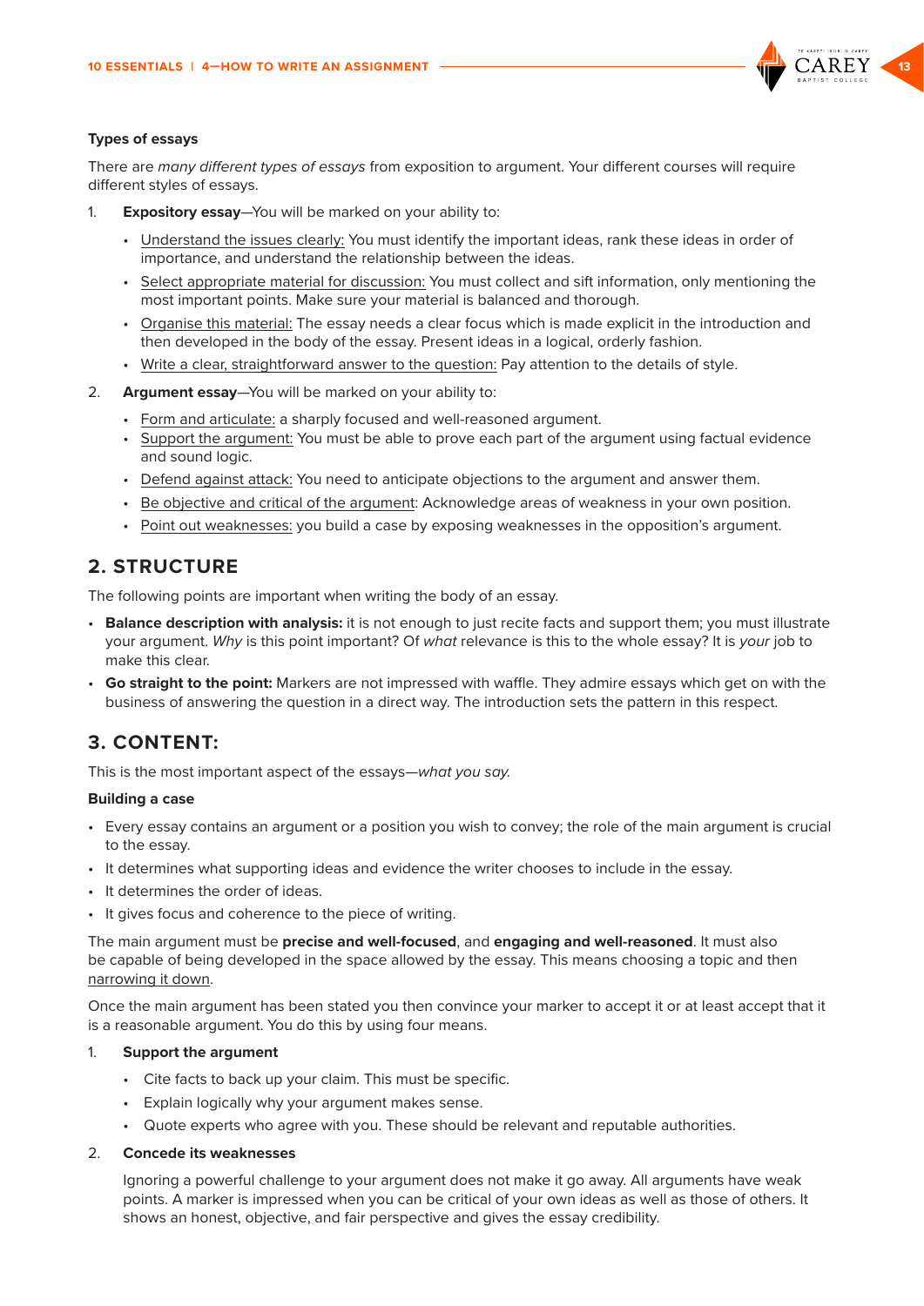### Types of essays

There are *many different types of essays* from exposition to argument. Your different courses will require different styles of essays.

1. **Expository essay**—You will be marked on your ability to:
   - Understand the issues clearly: You must identify the important ideas, rank these ideas in order of importance, and understand the relationship between the ideas.
   - Select appropriate material for discussion: You must collect and sift information, only mentioning the most important points. Make sure your material is balanced and thorough.
   - Organise this material: The essay needs a clear focus which is made explicit in the introduction and then developed in the body of the essay. Present ideas in a logical, orderly fashion.
   - Write a clear, straightforward answer to the question: Pay attention to the details of style.
2. **Argument essay**—You will be marked on your ability to:
   - Form and articulate: a sharply focused and well-reasoned argument.
   - Support the argument: You must be able to prove each part of the argument using factual evidence and sound logic.
   - Defend against attack: You need to anticipate objections to the argument and answer them.
   - Be objective and critical of the argument: Acknowledge areas of weakness in your own position.
   - Point out weaknesses: you build a case by exposing weaknesses in the opposition's argument.

## 2. STRUCTURE

The following points are important when writing the body of an essay.

- **Balance description with analysis:** it is not enough to just recite facts and support them; you must illustrate your argument. *Why* is this point important? Of *what* relevance is this to the whole essay? It is *your* job to make this clear.
- **Go straight to the point:** Markers are not impressed with waffle. They admire essays which get on with the business of answering the question in a direct way. The introduction sets the pattern in this respect.

## 3. CONTENT:

This is the most important aspect of the essays—*what you say.*

### Building a case

- Every essay contains an argument or a position you wish to convey; the role of the main argument is crucial to the essay.
- It determines what supporting ideas and evidence the writer chooses to include in the essay.
- It determines the order of ideas.
- It gives focus and coherence to the piece of writing.

The main argument must be **precise and well-focused**, and **engaging and well-reasoned**. It must also be capable of being developed in the space allowed by the essay. This means choosing a topic and then narrowing it down.

Once the main argument has been stated you then convince your marker to accept it or at least accept that it is a reasonable argument. You do this by using four means.

1. **Support the argument**
   - Cite facts to back up your claim. This must be specific.
   - Explain logically why your argument makes sense.
   - Quote experts who agree with you. These should be relevant and reputable authorities.
2. **Concede its weaknesses**

   Ignoring a powerful challenge to your argument does not make it go away. All arguments have weak points. A marker is impressed when you can be critical of your own ideas as well as those of others. It shows an honest, objective, and fair perspective and gives the essay credibility.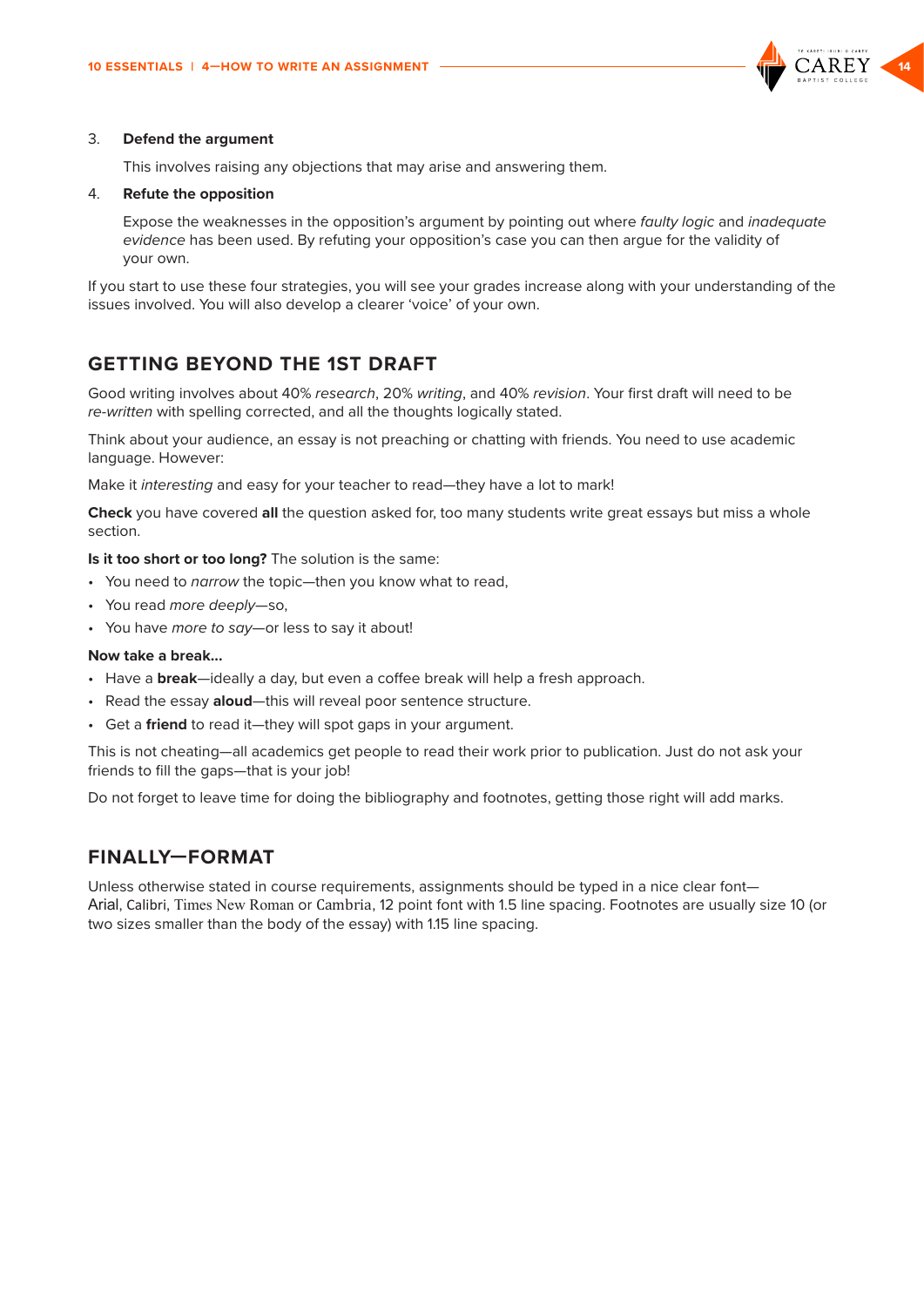3. **Defend the argument**

   This involves raising any objections that may arise and answering them.

4. **Refute the opposition**

   Expose the weaknesses in the opposition's argument by pointing out where *faulty logic* and *inadequate evidence* has been used. By refuting your opposition's case you can then argue for the validity of your own.

If you start to use these four strategies, you will see your grades increase along with your understanding of the issues involved. You will also develop a clearer 'voice' of your own.

## GETTING BEYOND THE 1ST DRAFT

Good writing involves about 40% *research*, 20% *writing*, and 40% *revision*. Your first draft will need to be *re-written* with spelling corrected, and all the thoughts logically stated.

Think about your audience, an essay is not preaching or chatting with friends. You need to use academic language. However:

Make it *interesting* and easy for your teacher to read—they have a lot to mark!

**Check** you have covered **all** the question asked for, too many students write great essays but miss a whole section.

**Is it too short or too long?** The solution is the same:

- You need to *narrow* the topic—then you know what to read,
- You read *more deeply*—so,
- You have *more to say*—or less to say it about!

**Now take a break…**

- Have a **break**—ideally a day, but even a coffee break will help a fresh approach.
- Read the essay **aloud**—this will reveal poor sentence structure.
- Get a **friend** to read it—they will spot gaps in your argument.

This is not cheating—all academics get people to read their work prior to publication. Just do not ask your friends to fill the gaps—that is your job!

Do not forget to leave time for doing the bibliography and footnotes, getting those right will add marks.

## FINALLY—FORMAT

Unless otherwise stated in course requirements, assignments should be typed in a nice clear font—Arial, Calibri, Times New Roman or Cambria, 12 point font with 1.5 line spacing. Footnotes are usually size 10 (or two sizes smaller than the body of the essay) with 1.15 line spacing.